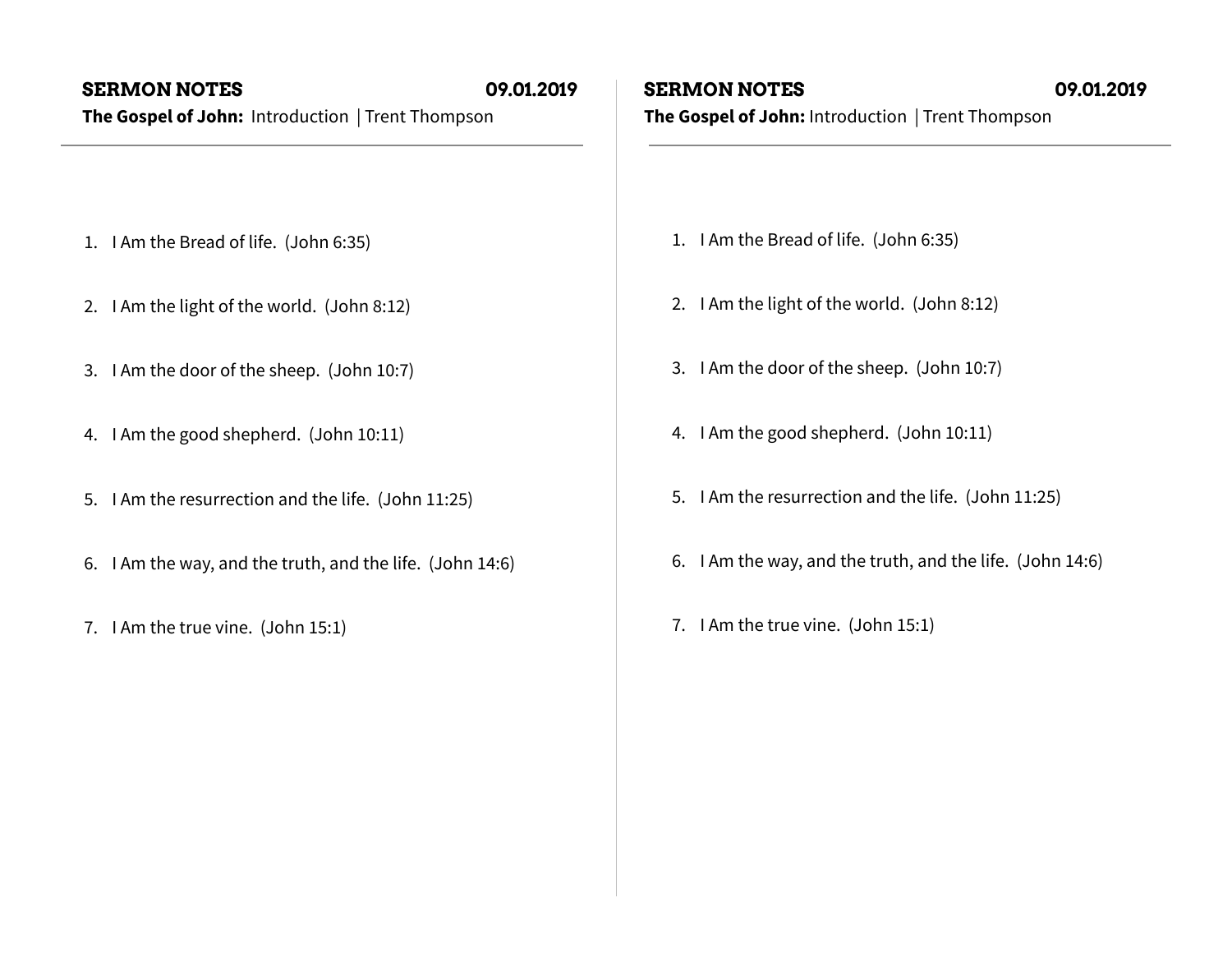**SERMON NOTES** **09.01.2019**

**The Gospel of John:** Introduction | Trent Thompson

1. I Am the Bread of life. (John 6:35)
2. I Am the light of the world. (John 8:12)
3. I Am the door of the sheep. (John 10:7)
4. I Am the good shepherd. (John 10:11)
5. I Am the resurrection and the life. (John 11:25)
6. I Am the way, and the truth, and the life. (John 14:6)
7. I Am the true vine. (John 15:1)

**SERMON NOTES** **09.01.2019**

**The Gospel of John:** Introduction | Trent Thompson

1. I Am the Bread of life. (John 6:35)
2. I Am the light of the world. (John 8:12)
3. I Am the door of the sheep. (John 10:7)
4. I Am the good shepherd. (John 10:11)
5. I Am the resurrection and the life. (John 11:25)
6. I Am the way, and the truth, and the life. (John 14:6)
7. I Am the true vine. (John 15:1)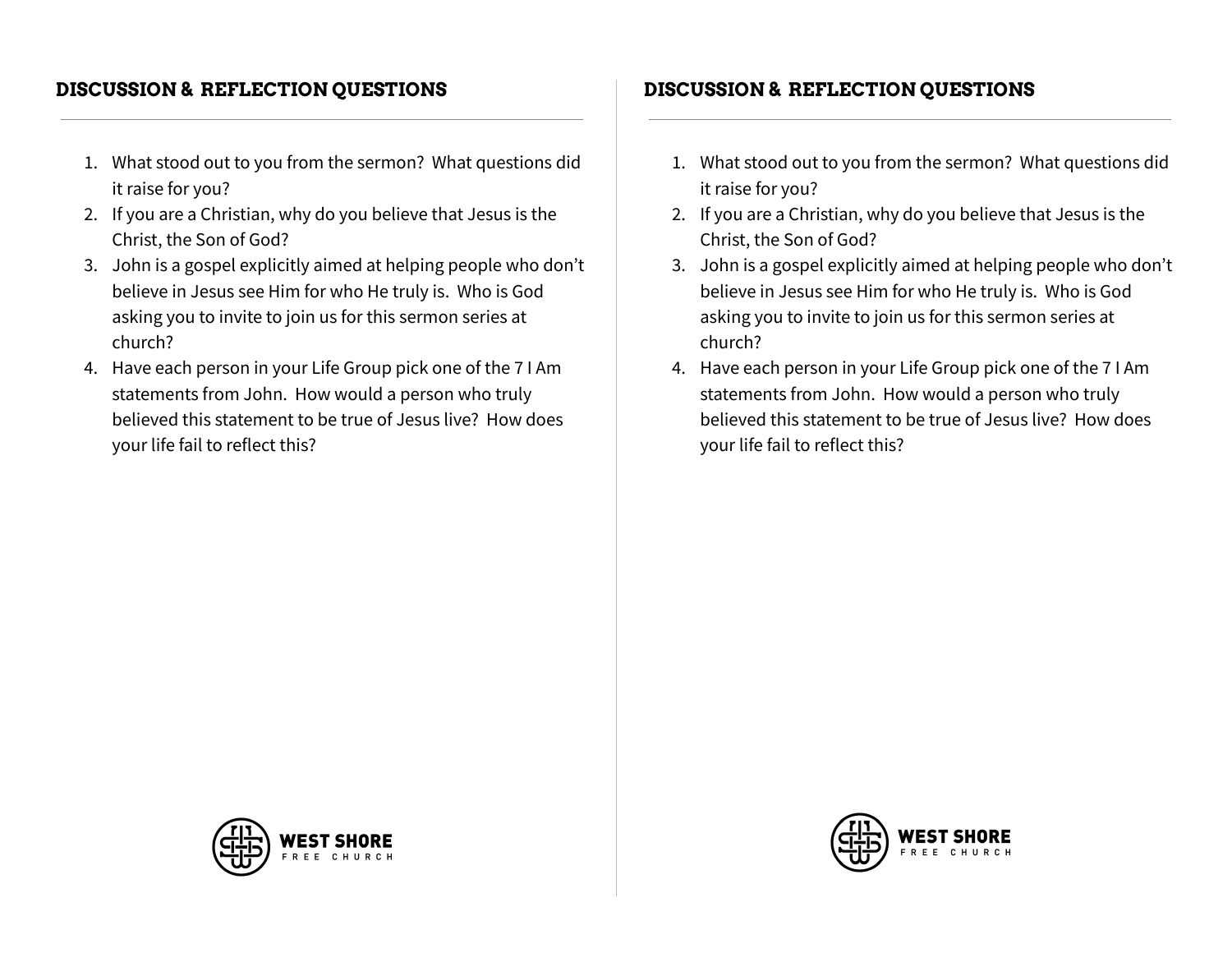## DISCUSSION & REFLECTION QUESTIONS

1. What stood out to you from the sermon? What questions did it raise for you?
2. If you are a Christian, why do you believe that Jesus is the Christ, the Son of God?
3. John is a gospel explicitly aimed at helping people who don't believe in Jesus see Him for who He truly is. Who is God asking you to invite to join us for this sermon series at church?
4. Have each person in your Life Group pick one of the 7 I Am statements from John. How would a person who truly believed this statement to be true of Jesus live? How does your life fail to reflect this?

WEST SHORE
FREE CHURCH

## DISCUSSION & REFLECTION QUESTIONS

1. What stood out to you from the sermon? What questions did it raise for you?
2. If you are a Christian, why do you believe that Jesus is the Christ, the Son of God?
3. John is a gospel explicitly aimed at helping people who don't believe in Jesus see Him for who He truly is. Who is God asking you to invite to join us for this sermon series at church?
4. Have each person in your Life Group pick one of the 7 I Am statements from John. How would a person who truly believed this statement to be true of Jesus live? How does your life fail to reflect this?

WEST SHORE
FREE CHURCH